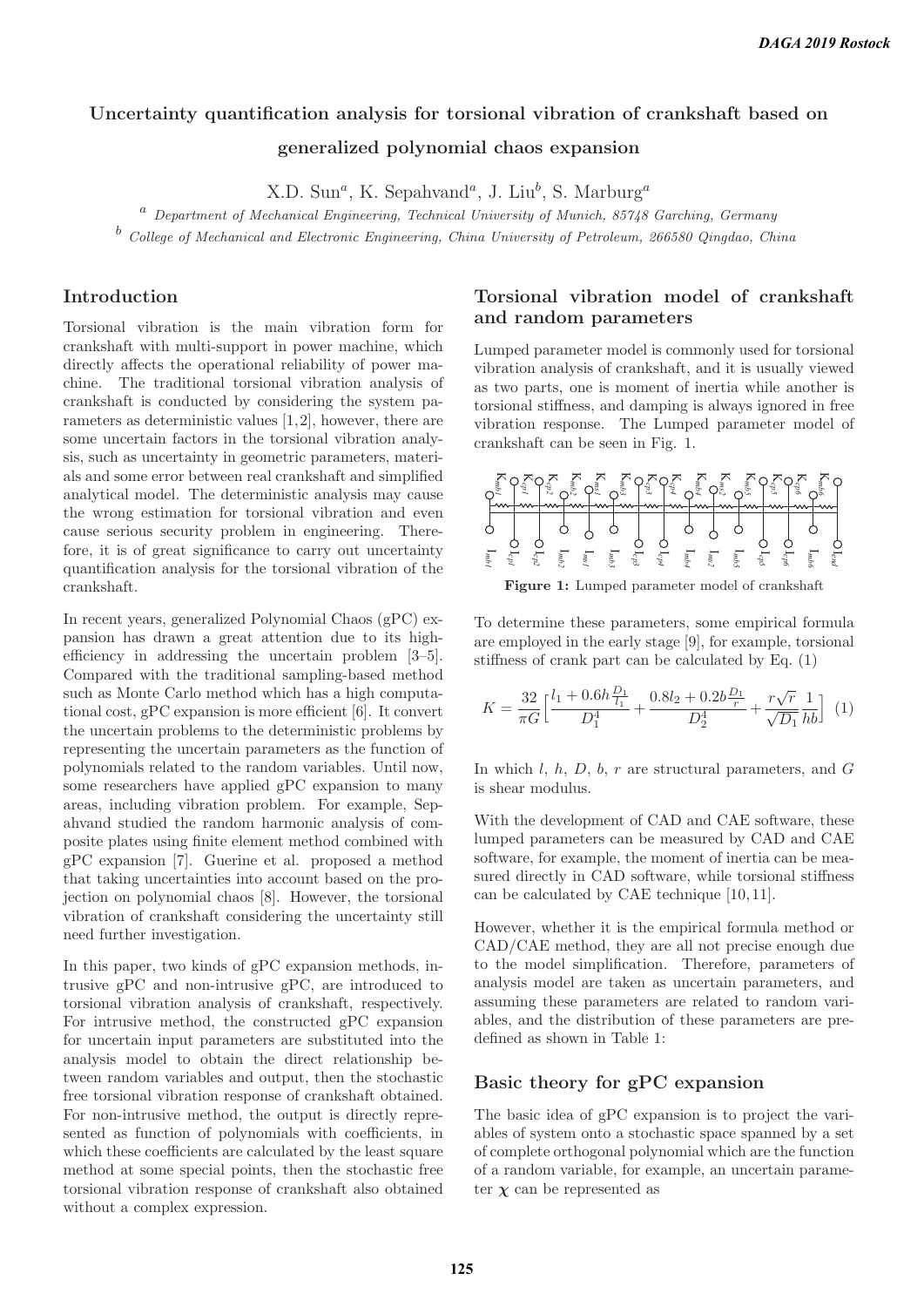# Uncertainty quantification analysis for torsional vibration of crankshaft based on generalized polynomial chaos expansion

X.D. Sun[a], K. Sepahvand[a], J. Liu[b], S. Marburg[a]

[a] *Department of Mechanical Engineering, Technical University of Munich, 85748 Garching, Germany*

[b] *College of Mechanical and Electronic Engineering, China University of Petroleum, 266580 Qingdao, China*

## Introduction

Torsional vibration is the main vibration form for crankshaft with multi-support in power machine, which directly affects the operational reliability of power machine. The traditional torsional vibration analysis of crankshaft is conducted by considering the system parameters as deterministic values [1,2], however, there are some uncertain factors in the torsional vibration analysis, such as uncertainty in geometric parameters, materials and some error between real crankshaft and simplified analytical model. The deterministic analysis may cause the wrong estimation for torsional vibration and even cause serious security problem in engineering. Therefore, it is of great significance to carry out uncertainty quantification analysis for the torsional vibration of the crankshaft.

In recent years, generalized Polynomial Chaos (gPC) expansion has drawn a great attention due to its high-efficiency in addressing the uncertain problem [3–5]. Compared with the traditional sampling-based method such as Monte Carlo method which has a high computational cost, gPC expansion is more efficient [6]. It convert the uncertain problems to the deterministic problems by representing the uncertain parameters as the function of polynomials related to the random variables. Until now, some researchers have applied gPC expansion to many areas, including vibration problem. For example, Sepahvand studied the random harmonic analysis of composite plates using finite element method combined with gPC expansion [7]. Guerine et al. proposed a method that taking uncertainties into account based on the projection on polynomial chaos [8]. However, the torsional vibration of crankshaft considering the uncertainty still need further investigation.

In this paper, two kinds of gPC expansion methods, intrusive gPC and non-intrusive gPC, are introduced to torsional vibration analysis of crankshaft, respectively. For intrusive method, the constructed gPC expansion for uncertain input parameters are substituted into the analysis model to obtain the direct relationship between random variables and output, then the stochastic free torsional vibration response of crankshaft obtained. For non-intrusive method, the output is directly represented as function of polynomials with coefficients, in which these coefficients are calculated by the least square method at some special points, then the stochastic free torsional vibration response of crankshaft also obtained without a complex expression.

## Torsional vibration model of crankshaft and random parameters

Lumped parameter model is commonly used for torsional vibration analysis of crankshaft, and it is usually viewed as two parts, one is moment of inertia while another is torsional stiffness, and damping is always ignored in free vibration response. The Lumped parameter model of crankshaft can be seen in Fig. 1.

**Figure 1:** Lumped parameter model of crankshaft

To determine these parameters, some empirical formula are employed in the early stage [9], for example, torsional stiffness of crank part can be calculated by Eq. (1)

$$K = \frac{32}{\pi G}\Big[\frac{l_1 + 0.6h\frac{D_1}{l_1}}{D_1^4} + \frac{0.8l_2 + 0.2b\frac{D_1}{r}}{D_2^4} + \frac{r\sqrt{r}}{\sqrt{D_1}}\frac{1}{hb}\Big] \quad (1)$$

In which $l$, $h$, $D$, $b$, $r$ are structural parameters, and $G$ is shear modulus.

With the development of CAD and CAE software, these lumped parameters can be measured by CAD and CAE software, for example, the moment of inertia can be measured directly in CAD software, while torsional stiffness can be calculated by CAE technique [10,11].

However, whether it is the empirical formula method or CAD/CAE method, they are all not precise enough due to the model simplification. Therefore, parameters of analysis model are taken as uncertain parameters, and assuming these parameters are related to random variables, and the distribution of these parameters are predefined as shown in Table 1:

## Basic theory for gPC expansion

The basic idea of gPC expansion is to project the variables of system onto a stochastic space spanned by a set of complete orthogonal polynomial which are the function of a random variable, for example, an uncertain parameter $\boldsymbol{\chi}$ can be represented as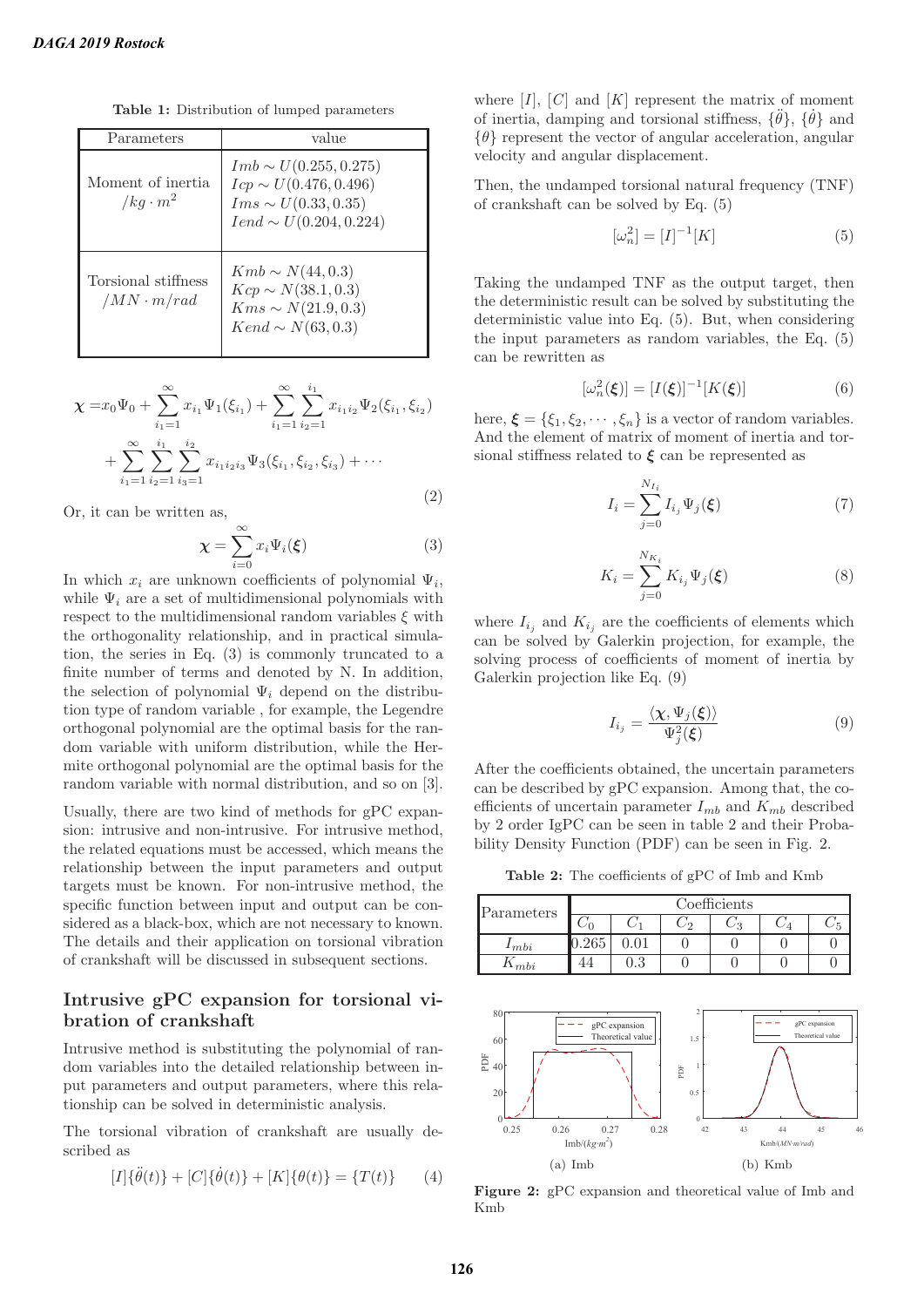**Table 1:** Distribution of lumped parameters

| Parameters | value |
|---|---|
| Moment of inertia $/kg \cdot m^2$ | $Imb \sim U(0.255, 0.275)$ <br> $Icp \sim U(0.476, 0.496)$ <br> $Ims \sim U(0.33, 0.35)$ <br> $Iend \sim U(0.204, 0.224)$ |
| Torsional stiffness $/MN \cdot m/rad$ | $Kmb \sim N(44, 0.3)$ <br> $Kcp \sim N(38.1, 0.3)$ <br> $Kms \sim N(21.9, 0.3)$ <br> $Kend \sim N(63, 0.3)$ |

$$
\begin{aligned}
\boldsymbol{\chi} =& x_0\Psi_0 + \sum_{i_1=1}^{\infty} x_{i_1}\Psi_1(\xi_{i_1}) + \sum_{i_1=1}^{\infty}\sum_{i_2=1}^{i_1} x_{i_1 i_2}\Psi_2(\xi_{i_1}, \xi_{i_2}) \\
&+ \sum_{i_1=1}^{\infty}\sum_{i_2=1}^{i_1}\sum_{i_3=1}^{i_2} x_{i_1 i_2 i_3}\Psi_3(\xi_{i_1}, \xi_{i_2}, \xi_{i_3}) + \cdots
\end{aligned}
\tag{2}
$$

Or, it can be written as,

$$
\boldsymbol{\chi} = \sum_{i=0}^{\infty} x_i \Psi_i(\boldsymbol{\xi}) \tag{3}
$$

In which $x_i$ are unknown coefficients of polynomial $\Psi_i$, while $\Psi_i$ are a set of multidimensional polynomials with respect to the multidimensional random variables $\xi$ with the orthogonality relationship, and in practical simulation, the series in Eq. (3) is commonly truncated to a finite number of terms and denoted by N. In addition, the selection of polynomial $\Psi_i$ depend on the distribution type of random variable , for example, the Legendre orthogonal polynomial are the optimal basis for the random variable with uniform distribution, while the Hermite orthogonal polynomial are the optimal basis for the random variable with normal distribution, and so on [3].

Usually, there are two kind of methods for gPC expansion: intrusive and non-intrusive. For intrusive method, the related equations must be accessed, which means the relationship between the input parameters and output targets must be known. For non-intrusive method, the specific function between input and output can be considered as a black-box, which are not necessary to known. The details and their application on torsional vibration of crankshaft will be discussed in subsequent sections.

## Intrusive gPC expansion for torsional vibration of crankshaft

Intrusive method is substituting the polynomial of random variables into the detailed relationship between input parameters and output parameters, where this relationship can be solved in deterministic analysis.

The torsional vibration of crankshaft are usually described as

$$
[I]\{\ddot{\theta}(t)\} + [C]\{\dot{\theta}(t)\} + [K]\{\theta(t)\} = \{T(t)\} \tag{4}
$$

where $[I]$, $[C]$ and $[K]$ represent the matrix of moment of inertia, damping and torsional stiffness, $\{\ddot{\theta}\}$, $\{\dot{\theta}\}$ and $\{\theta\}$ represent the vector of angular acceleration, angular velocity and angular displacement.

Then, the undamped torsional natural frequency (TNF) of crankshaft can be solved by Eq. (5)

$$
[\omega_n^2] = [I]^{-1}[K] \tag{5}
$$

Taking the undamped TNF as the output target, then the deterministic result can be solved by substituting the deterministic value into Eq. (5). But, when considering the input parameters as random variables, the Eq. (5) can be rewritten as

$$
[\omega_n^2(\boldsymbol{\xi})] = [I(\boldsymbol{\xi})]^{-1}[K(\boldsymbol{\xi})] \tag{6}
$$

here, $\boldsymbol{\xi} = \{\xi_1, \xi_2, \cdots, \xi_n\}$ is a vector of random variables. And the element of matrix of moment of inertia and torsional stiffness related to $\boldsymbol{\xi}$ can be represented as

$$
I_i = \sum_{j=0}^{N_{I_i}} I_{i_j}\Psi_j(\boldsymbol{\xi}) \tag{7}
$$

$$
K_i = \sum_{j=0}^{N_{K_i}} K_{i_j}\Psi_j(\boldsymbol{\xi}) \tag{8}
$$

where $I_{i_j}$ and $K_{i_j}$ are the coefficients of elements which can be solved by Galerkin projection, for example, the solving process of coefficients of moment of inertia by Galerkin projection like Eq. (9)

$$
I_{i_j} = \frac{\langle \boldsymbol{\chi}, \Psi_j(\boldsymbol{\xi}) \rangle}{\Psi_j^2(\boldsymbol{\xi})} \tag{9}
$$

After the coefficients obtained, the uncertain parameters can be described by gPC expansion. Among that, the coefficients of uncertain parameter $I_{mb}$ and $K_{mb}$ described by 2 order IgPC can be seen in table 2 and their Probability Density Function (PDF) can be seen in Fig. 2.

**Table 2:** The coefficients of gPC of Imb and Kmb

| Parameters | Coefficients | | | | | |
|---|---|---|---|---|---|---|
| | $C_0$ | $C_1$ | $C_2$ | $C_3$ | $C_4$ | $C_5$ |
| $I_{mbi}$ | 0.265 | 0.01 | 0 | 0 | 0 | 0 |
| $K_{mbi}$ | 44 | 0.3 | 0 | 0 | 0 | 0 |

(a) Imb (b) Kmb

**Figure 2:** gPC expansion and theoretical value of Imb and Kmb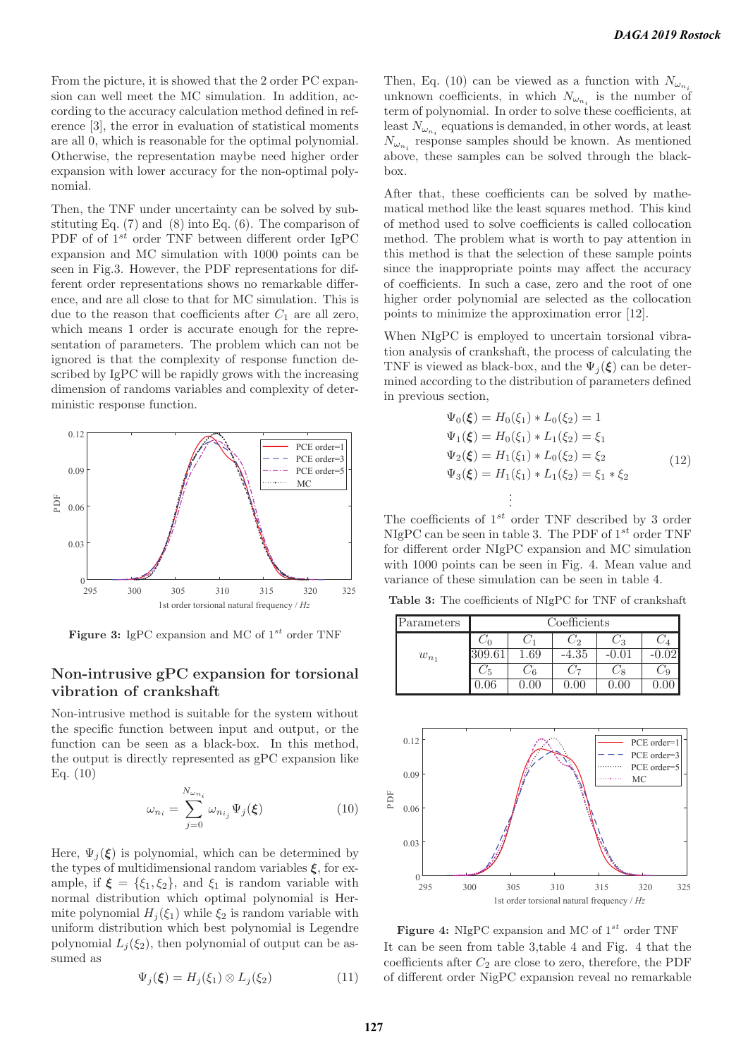From the picture, it is showed that the 2 order PC expansion can well meet the MC simulation. In addition, according to the accuracy calculation method defined in reference [3], the error in evaluation of statistical moments are all 0, which is reasonable for the optimal polynomial. Otherwise, the representation maybe need higher order expansion with lower accuracy for the non-optimal polynomial.

Then, the TNF under uncertainty can be solved by substituting Eq. (7) and (8) into Eq. (6). The comparison of PDF of of $1^{st}$ order TNF between different order IgPC expansion and MC simulation with 1000 points can be seen in Fig.3. However, the PDF representations for different order representations shows no remarkable difference, and are all close to that for MC simulation. This is due to the reason that coefficients after $C_1$ are all zero, which means 1 order is accurate enough for the representation of parameters. The problem which can not be ignored is that the complexity of response function described by IgPC will be rapidly grows with the increasing dimension of randoms variables and complexity of deterministic response function.

**Figure 3:** IgPC expansion and MC of $1^{st}$ order TNF

## Non-intrusive gPC expansion for torsional vibration of crankshaft

Non-intrusive method is suitable for the system without the specific function between input and output, or the function can be seen as a black-box. In this method, the output is directly represented as gPC expansion like Eq. (10)

$$\omega_{n_i} = \sum_{j=0}^{N_{\omega_{n_i}}} \omega_{n_{i_j}} \Psi_j(\boldsymbol{\xi}) \tag{10}$$

Here, $\Psi_j(\boldsymbol{\xi})$ is polynomial, which can be determined by the types of multidimensional random variables $\boldsymbol{\xi}$, for example, if $\boldsymbol{\xi} = \{\xi_1, \xi_2\}$, and $\xi_1$ is random variable with normal distribution which optimal polynomial is Hermite polynomial $H_j(\xi_1)$ while $\xi_2$ is random variable with uniform distribution which best polynomial is Legendre polynomial $L_j(\xi_2)$, then polynomial of output can be assumed as

$$\Psi_j(\boldsymbol{\xi}) = H_j(\xi_1) \otimes L_j(\xi_2) \tag{11}$$

Then, Eq. (10) can be viewed as a function with $N_{\omega_{n_i}}$ unknown coefficients, in which $N_{\omega_{n_i}}$ is the number of term of polynomial. In order to solve these coefficients, at least $N_{\omega_{n_i}}$ equations is demanded, in other words, at least $N_{\omega_{n_i}}$ response samples should be known. As mentioned above, these samples can be solved through the black-box.

After that, these coefficients can be solved by mathematical method like the least squares method. This kind of method used to solve coefficients is called collocation method. The problem what is worth to pay attention in this method is that the selection of these sample points since the inappropriate points may affect the accuracy of coefficients. In such a case, zero and the root of one higher order polynomial are selected as the collocation points to minimize the approximation error [12].

When NIgPC is employed to uncertain torsional vibration analysis of crankshaft, the process of calculating the TNF is viewed as black-box, and the $\Psi_j(\boldsymbol{\xi})$ can be determined according to the distribution of parameters defined in previous section,

$$\begin{aligned}
\Psi_0(\boldsymbol{\xi}) &= H_0(\xi_1) * L_0(\xi_2) = 1 \\
\Psi_1(\boldsymbol{\xi}) &= H_0(\xi_1) * L_1(\xi_2) = \xi_1 \\
\Psi_2(\boldsymbol{\xi}) &= H_1(\xi_1) * L_0(\xi_2) = \xi_2 \\
\Psi_3(\boldsymbol{\xi}) &= H_1(\xi_1) * L_1(\xi_2) = \xi_1 * \xi_2 \\
&\vdots
\end{aligned} \tag{12}$$

The coefficients of $1^{st}$ order TNF described by 3 order NIgPC can be seen in table 3. The PDF of $1^{st}$ order TNF for different order NIgPC expansion and MC simulation with 1000 points can be seen in Fig. 4. Mean value and variance of these simulation can be seen in table 4.

**Table 3:** The coefficients of NIgPC for TNF of crankshaft

| Parameters | Coefficients | | | | |
|---|---|---|---|---|---|
| $w_{n_1}$ | $C_0$ | $C_1$ | $C_2$ | $C_3$ | $C_4$ |
| | 309.61 | 1.69 | -4.35 | -0.01 | -0.02 |
| | $C_5$ | $C_6$ | $C_7$ | $C_8$ | $C_9$ |
| | 0.06 | 0.00 | 0.00 | 0.00 | 0.00 |

**Figure 4:** NIgPC expansion and MC of $1^{st}$ order TNF

It can be seen from table 3,table 4 and Fig. 4 that the coefficients after $C_2$ are close to zero, therefore, the PDF of different order NigPC expansion reveal no remarkable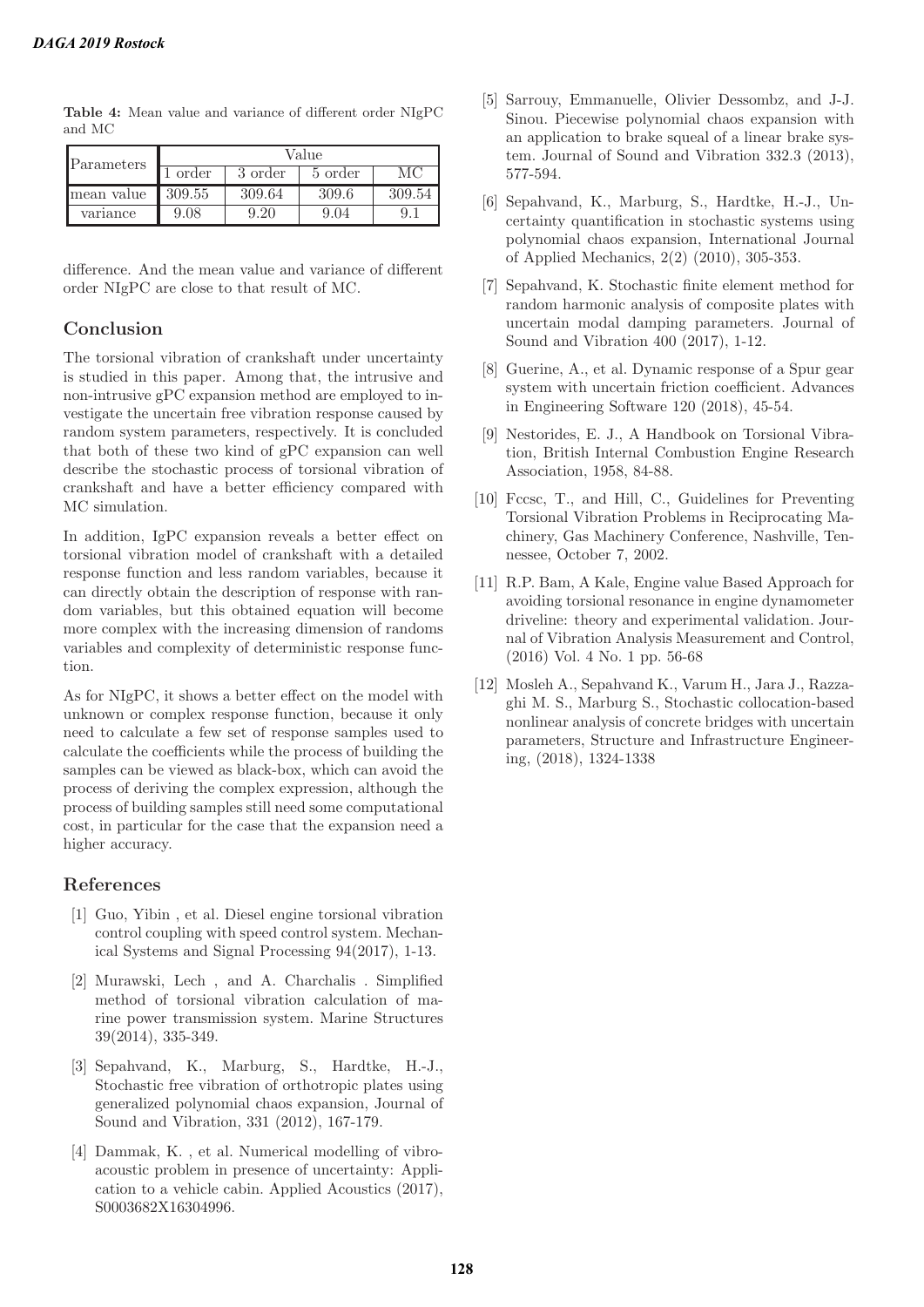**Table 4:** Mean value and variance of different order NIgPC and MC

| Parameters | Value | | | |
|---|---|---|---|---|
| | 1 order | 3 order | 5 order | MC |
| mean value | 309.55 | 309.64 | 309.6 | 309.54 |
| variance | 9.08 | 9.20 | 9.04 | 9.1 |

difference. And the mean value and variance of different order NIgPC are close to that result of MC.

## Conclusion

The torsional vibration of crankshaft under uncertainty is studied in this paper. Among that, the intrusive and non-intrusive gPC expansion method are employed to investigate the uncertain free vibration response caused by random system parameters, respectively. It is concluded that both of these two kind of gPC expansion can well describe the stochastic process of torsional vibration of crankshaft and have a better efficiency compared with MC simulation.

In addition, IgPC expansion reveals a better effect on torsional vibration model of crankshaft with a detailed response function and less random variables, because it can directly obtain the description of response with random variables, but this obtained equation will become more complex with the increasing dimension of randoms variables and complexity of deterministic response function.

As for NIgPC, it shows a better effect on the model with unknown or complex response function, because it only need to calculate a few set of response samples used to calculate the coefficients while the process of building the samples can be viewed as black-box, which can avoid the process of deriving the complex expression, although the process of building samples still need some computational cost, in particular for the case that the expansion need a higher accuracy.

## References

[1] Guo, Yibin , et al. Diesel engine torsional vibration control coupling with speed control system. Mechanical Systems and Signal Processing 94(2017), 1-13.

[2] Murawski, Lech , and A. Charchalis . Simplified method of torsional vibration calculation of marine power transmission system. Marine Structures 39(2014), 335-349.

[3] Sepahvand, K., Marburg, S., Hardtke, H.-J., Stochastic free vibration of orthotropic plates using generalized polynomial chaos expansion, Journal of Sound and Vibration, 331 (2012), 167-179.

[4] Dammak, K. , et al. Numerical modelling of vibro-acoustic problem in presence of uncertainty: Application to a vehicle cabin. Applied Acoustics (2017), S0003682X16304996.

[5] Sarrouy, Emmanuelle, Olivier Dessombz, and J-J. Sinou. Piecewise polynomial chaos expansion with an application to brake squeal of a linear brake system. Journal of Sound and Vibration 332.3 (2013), 577-594.

[6] Sepahvand, K., Marburg, S., Hardtke, H.-J., Uncertainty quantification in stochastic systems using polynomial chaos expansion, International Journal of Applied Mechanics, 2(2) (2010), 305-353.

[7] Sepahvand, K. Stochastic finite element method for random harmonic analysis of composite plates with uncertain modal damping parameters. Journal of Sound and Vibration 400 (2017), 1-12.

[8] Guerine, A., et al. Dynamic response of a Spur gear system with uncertain friction coefficient. Advances in Engineering Software 120 (2018), 45-54.

[9] Nestorides, E. J., A Handbook on Torsional Vibration, British Internal Combustion Engine Research Association, 1958, 84-88.

[10] Fccsc, T., and Hill, C., Guidelines for Preventing Torsional Vibration Problems in Reciprocating Machinery, Gas Machinery Conference, Nashville, Tennessee, October 7, 2002.

[11] R.P. Bam, A Kale, Engine value Based Approach for avoiding torsional resonance in engine dynamometer driveline: theory and experimental validation. Journal of Vibration Analysis Measurement and Control, (2016) Vol. 4 No. 1 pp. 56-68

[12] Mosleh A., Sepahvand K., Varum H., Jara J., Razzaghi M. S., Marburg S., Stochastic collocation-based nonlinear analysis of concrete bridges with uncertain parameters, Structure and Infrastructure Engineering, (2018), 1324-1338